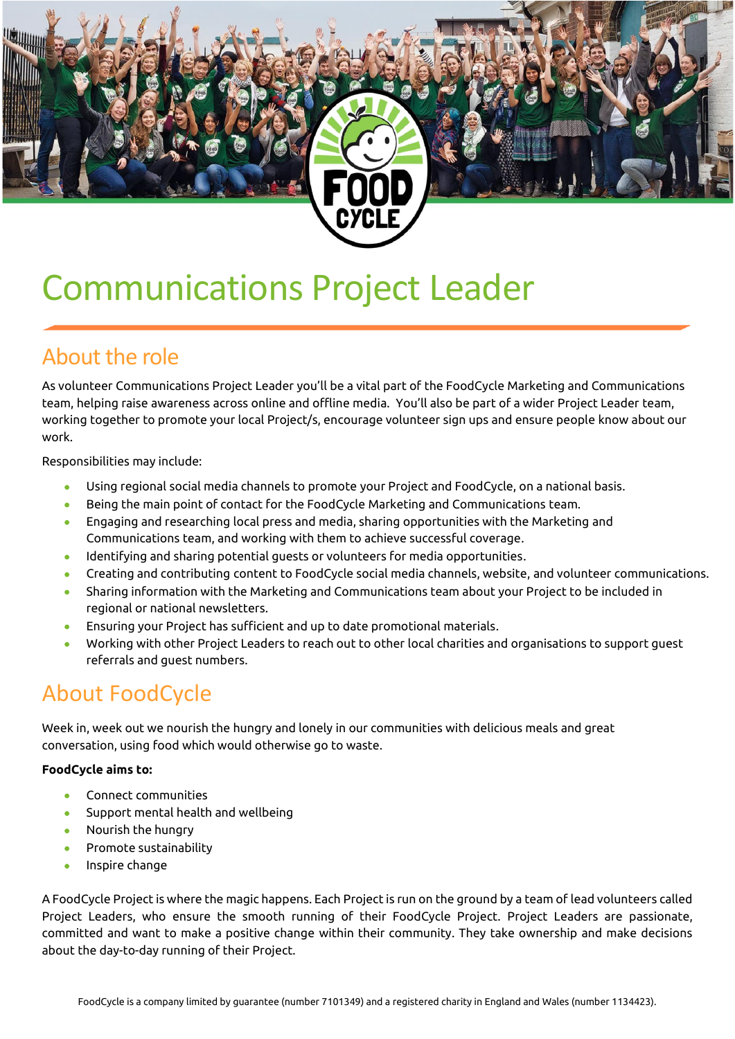# Communications Project Leader

## About the role

As volunteer Communications Project Leader you'll be a vital part of the FoodCycle Marketing and Communications team, helping raise awareness across online and offline media. You'll also be part of a wider Project Leader team, working together to promote your local Project/s, encourage volunteer sign ups and ensure people know about our work.

Responsibilities may include:

- Using regional social media channels to promote your Project and FoodCycle, on a national basis.
- Being the main point of contact for the FoodCycle Marketing and Communications team.
- Engaging and researching local press and media, sharing opportunities with the Marketing and Communications team, and working with them to achieve successful coverage.
- Identifying and sharing potential guests or volunteers for media opportunities.
- Creating and contributing content to FoodCycle social media channels, website, and volunteer communications.
- Sharing information with the Marketing and Communications team about your Project to be included in regional or national newsletters.
- Ensuring your Project has sufficient and up to date promotional materials.
- Working with other Project Leaders to reach out to other local charities and organisations to support guest referrals and guest numbers.

## About FoodCycle

Week in, week out we nourish the hungry and lonely in our communities with delicious meals and great conversation, using food which would otherwise go to waste.

**FoodCycle aims to:**

- Connect communities
- Support mental health and wellbeing
- Nourish the hungry
- Promote sustainability
- Inspire change

A FoodCycle Project is where the magic happens. Each Project is run on the ground by a team of lead volunteers called Project Leaders, who ensure the smooth running of their FoodCycle Project. Project Leaders are passionate, committed and want to make a positive change within their community. They take ownership and make decisions about the day-to-day running of their Project.

FoodCycle is a company limited by guarantee (number 7101349) and a registered charity in England and Wales (number 1134423).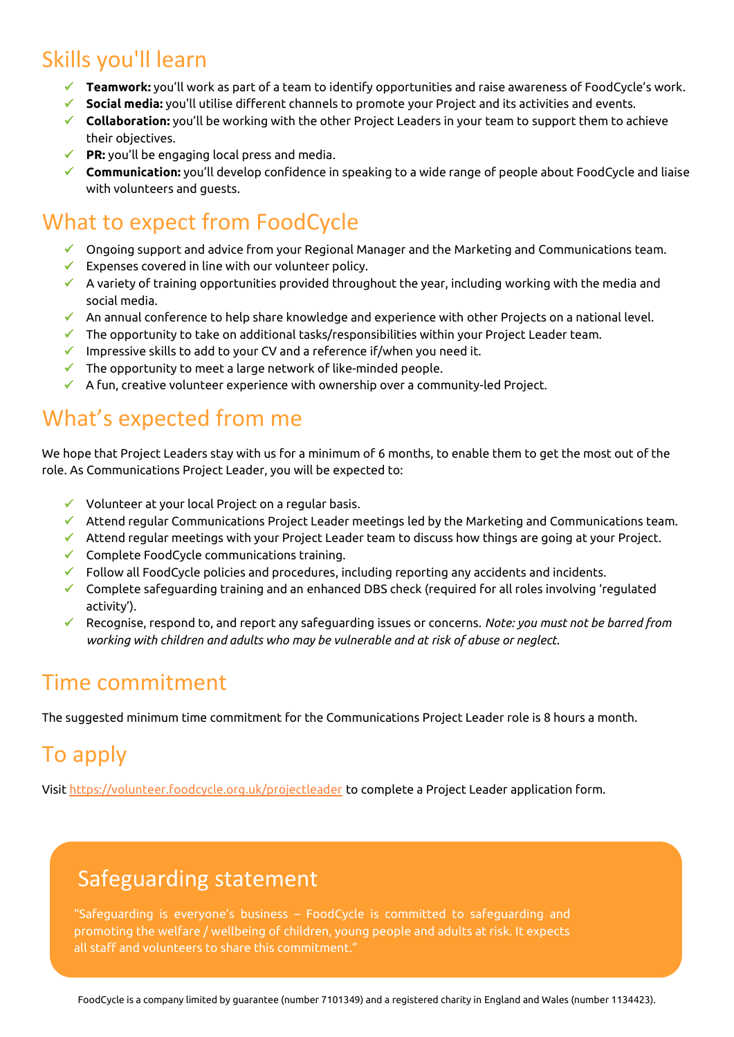## Skills you'll learn

- ✓ **Teamwork:** you'll work as part of a team to identify opportunities and raise awareness of FoodCycle's work.
- ✓ **Social media:** you'll utilise different channels to promote your Project and its activities and events.
- ✓ **Collaboration:** you'll be working with the other Project Leaders in your team to support them to achieve their objectives.
- ✓ **PR:** you'll be engaging local press and media.
- ✓ **Communication:** you'll develop confidence in speaking to a wide range of people about FoodCycle and liaise with volunteers and guests.

## What to expect from FoodCycle

- ✓ Ongoing support and advice from your Regional Manager and the Marketing and Communications team.
- ✓ Expenses covered in line with our volunteer policy.
- ✓ A variety of training opportunities provided throughout the year, including working with the media and social media.
- ✓ An annual conference to help share knowledge and experience with other Projects on a national level.
- ✓ The opportunity to take on additional tasks/responsibilities within your Project Leader team.
- ✓ Impressive skills to add to your CV and a reference if/when you need it.
- ✓ The opportunity to meet a large network of like-minded people.
- ✓ A fun, creative volunteer experience with ownership over a community-led Project.

## What's expected from me

We hope that Project Leaders stay with us for a minimum of 6 months, to enable them to get the most out of the role. As Communications Project Leader, you will be expected to:

- ✓ Volunteer at your local Project on a regular basis.
- ✓ Attend regular Communications Project Leader meetings led by the Marketing and Communications team.
- ✓ Attend regular meetings with your Project Leader team to discuss how things are going at your Project.
- ✓ Complete FoodCycle communications training.
- ✓ Follow all FoodCycle policies and procedures, including reporting any accidents and incidents.
- ✓ Complete safeguarding training and an enhanced DBS check (required for all roles involving 'regulated activity').
- ✓ Recognise, respond to, and report any safeguarding issues or concerns. *Note: you must not be barred from working with children and adults who may be vulnerable and at risk of abuse or neglect.*

## Time commitment

The suggested minimum time commitment for the Communications Project Leader role is 8 hours a month.

## To apply

Visit https://volunteer.foodcycle.org.uk/projectleader to complete a Project Leader application form.

## Safeguarding statement

"Safeguarding is everyone's business – FoodCycle is committed to safeguarding and promoting the welfare / wellbeing of children, young people and adults at risk. It expects all staff and volunteers to share this commitment."

FoodCycle is a company limited by guarantee (number 7101349) and a registered charity in England and Wales (number 1134423).